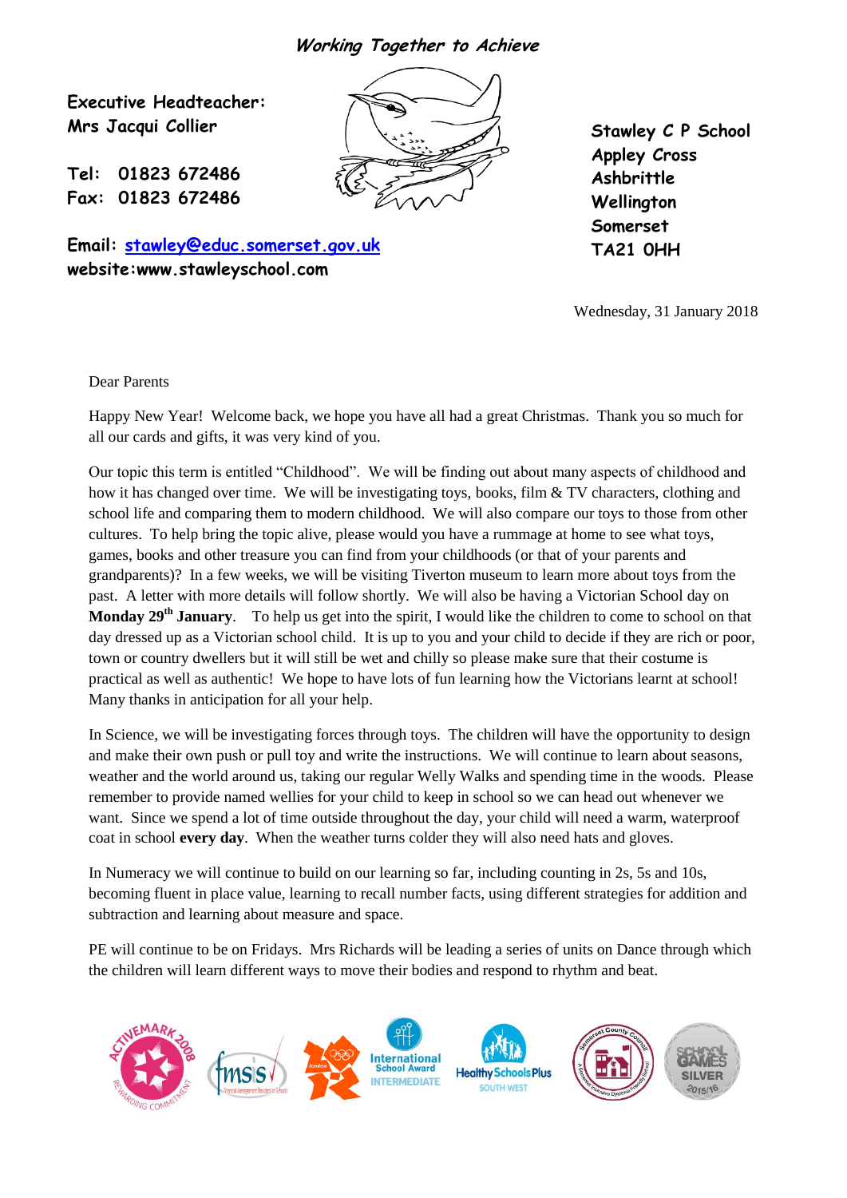*Working Together to Achieve*

**Executive Headteacher:**
**Mrs Jacqui Collier**

**Tel: 01823 672486**
**Fax: 01823 672486**

**Email: stawley@educ.somerset.gov.uk**
**website:www.stawleyschool.com**

**Stawley C P School**
**Appley Cross**
**Ashbrittle**
**Wellington**
**Somerset**
**TA21 0HH**

Wednesday, 31 January 2018

Dear Parents

Happy New Year! Welcome back, we hope you have all had a great Christmas. Thank you so much for all our cards and gifts, it was very kind of you.

Our topic this term is entitled "Childhood". We will be finding out about many aspects of childhood and how it has changed over time. We will be investigating toys, books, film & TV characters, clothing and school life and comparing them to modern childhood. We will also compare our toys to those from other cultures. To help bring the topic alive, please would you have a rummage at home to see what toys, games, books and other treasure you can find from your childhoods (or that of your parents and grandparents)? In a few weeks, we will be visiting Tiverton museum to learn more about toys from the past. A letter with more details will follow shortly. We will also be having a Victorian School day on **Monday 29th January**. To help us get into the spirit, I would like the children to come to school on that day dressed up as a Victorian school child. It is up to you and your child to decide if they are rich or poor, town or country dwellers but it will still be wet and chilly so please make sure that their costume is practical as well as authentic! We hope to have lots of fun learning how the Victorians learnt at school! Many thanks in anticipation for all your help.

In Science, we will be investigating forces through toys. The children will have the opportunity to design and make their own push or pull toy and write the instructions. We will continue to learn about seasons, weather and the world around us, taking our regular Welly Walks and spending time in the woods. Please remember to provide named wellies for your child to keep in school so we can head out whenever we want. Since we spend a lot of time outside throughout the day, your child will need a warm, waterproof coat in school **every day**. When the weather turns colder they will also need hats and gloves.

In Numeracy we will continue to build on our learning so far, including counting in 2s, 5s and 10s, becoming fluent in place value, learning to recall number facts, using different strategies for addition and subtraction and learning about measure and space.

PE will continue to be on Fridays. Mrs Richards will be leading a series of units on Dance through which the children will learn different ways to move their bodies and respond to rhythm and beat.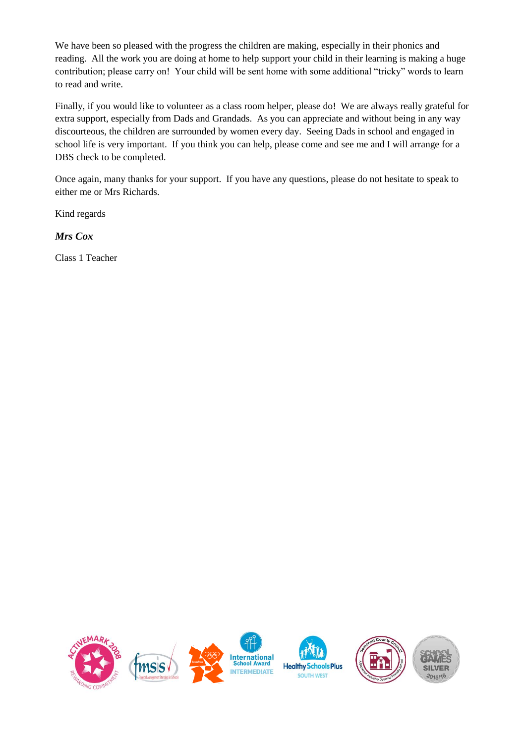We have been so pleased with the progress the children are making, especially in their phonics and reading. All the work you are doing at home to help support your child in their learning is making a huge contribution; please carry on! Your child will be sent home with some additional "tricky" words to learn to read and write.

Finally, if you would like to volunteer as a class room helper, please do! We are always really grateful for extra support, especially from Dads and Grandads. As you can appreciate and without being in any way discourteous, the children are surrounded by women every day. Seeing Dads in school and engaged in school life is very important. If you think you can help, please come and see me and I will arrange for a DBS check to be completed.

Once again, many thanks for your support. If you have any questions, please do not hesitate to speak to either me or Mrs Richards.

Kind regards

***Mrs Cox***

Class 1 Teacher